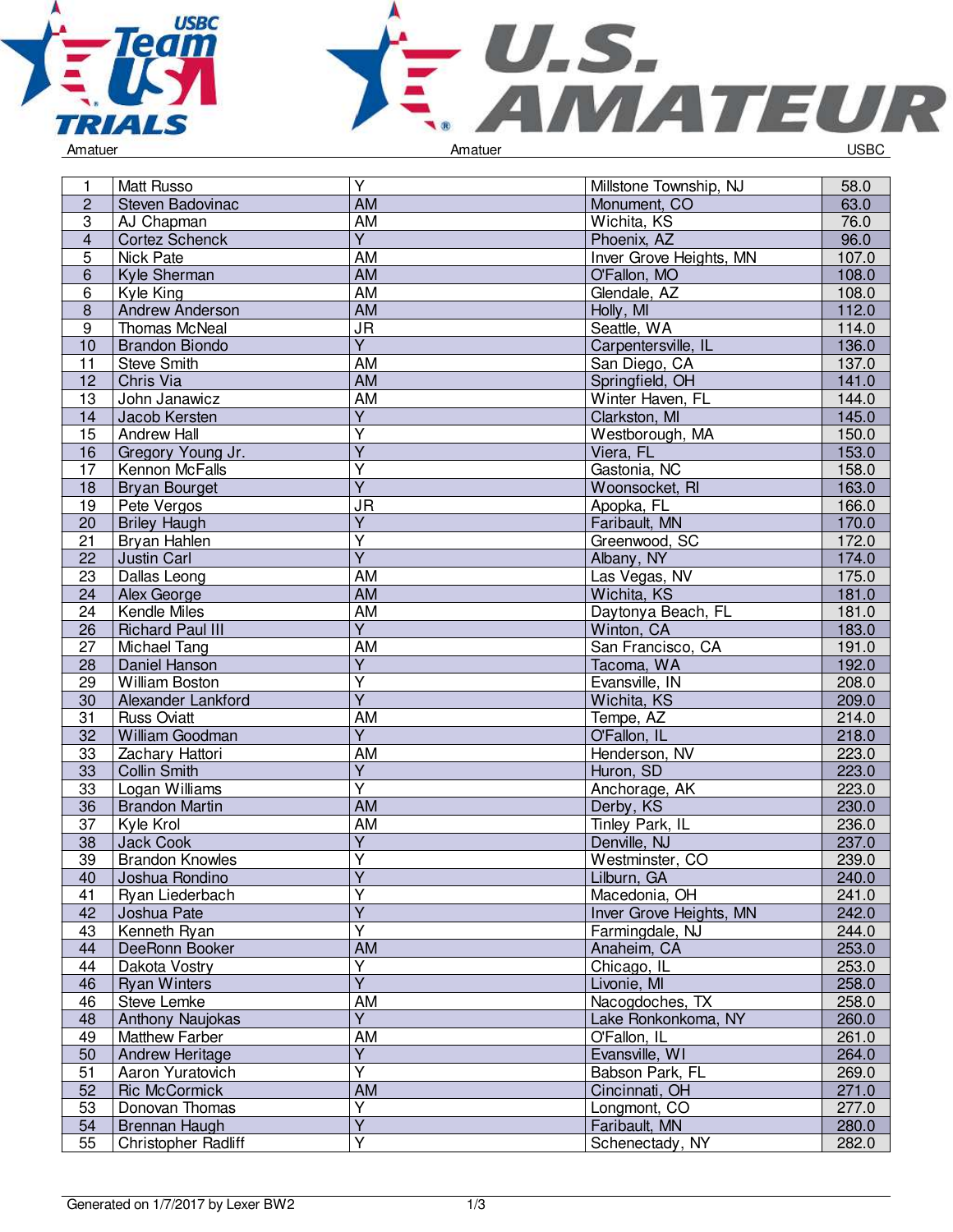Amatuer | Amatuer | USBC

| | | | | |
|---|---|---|---|---|
| 1 | Matt Russo | Y | Millstone Township, NJ | 58.0 |
| 2 | Steven Badovinac | AM | Monument, CO | 63.0 |
| 3 | AJ Chapman | AM | Wichita, KS | 76.0 |
| 4 | Cortez Schenck | Y | Phoenix, AZ | 96.0 |
| 5 | Nick Pate | AM | Inver Grove Heights, MN | 107.0 |
| 6 | Kyle Sherman | AM | O'Fallon, MO | 108.0 |
| 6 | Kyle King | AM | Glendale, AZ | 108.0 |
| 8 | Andrew Anderson | AM | Holly, MI | 112.0 |
| 9 | Thomas McNeal | JR | Seattle, WA | 114.0 |
| 10 | Brandon Biondo | Y | Carpentersville, IL | 136.0 |
| 11 | Steve Smith | AM | San Diego, CA | 137.0 |
| 12 | Chris Via | AM | Springfield, OH | 141.0 |
| 13 | John Janawicz | AM | Winter Haven, FL | 144.0 |
| 14 | Jacob Kersten | Y | Clarkston, MI | 145.0 |
| 15 | Andrew Hall | Y | Westborough, MA | 150.0 |
| 16 | Gregory Young Jr. | Y | Viera, FL | 153.0 |
| 17 | Kennon McFalls | Y | Gastonia, NC | 158.0 |
| 18 | Bryan Bourget | Y | Woonsocket, RI | 163.0 |
| 19 | Pete Vergos | JR | Apopka, FL | 166.0 |
| 20 | Briley Haugh | Y | Faribault, MN | 170.0 |
| 21 | Bryan Hahlen | Y | Greenwood, SC | 172.0 |
| 22 | Justin Carl | Y | Albany, NY | 174.0 |
| 23 | Dallas Leong | AM | Las Vegas, NV | 175.0 |
| 24 | Alex George | AM | Wichita, KS | 181.0 |
| 24 | Kendle Miles | AM | Daytonya Beach, FL | 181.0 |
| 26 | Richard Paul III | Y | Winton, CA | 183.0 |
| 27 | Michael Tang | AM | San Francisco, CA | 191.0 |
| 28 | Daniel Hanson | Y | Tacoma, WA | 192.0 |
| 29 | William Boston | Y | Evansville, IN | 208.0 |
| 30 | Alexander Lankford | Y | Wichita, KS | 209.0 |
| 31 | Russ Oviatt | AM | Tempe, AZ | 214.0 |
| 32 | William Goodman | Y | O'Fallon, IL | 218.0 |
| 33 | Zachary Hattori | AM | Henderson, NV | 223.0 |
| 33 | Collin Smith | Y | Huron, SD | 223.0 |
| 33 | Logan Williams | Y | Anchorage, AK | 223.0 |
| 36 | Brandon Martin | AM | Derby, KS | 230.0 |
| 37 | Kyle Krol | AM | Tinley Park, IL | 236.0 |
| 38 | Jack Cook | Y | Denville, NJ | 237.0 |
| 39 | Brandon Knowles | Y | Westminster, CO | 239.0 |
| 40 | Joshua Rondino | Y | Lilburn, GA | 240.0 |
| 41 | Ryan Liederbach | Y | Macedonia, OH | 241.0 |
| 42 | Joshua Pate | Y | Inver Grove Heights, MN | 242.0 |
| 43 | Kenneth Ryan | Y | Farmingdale, NJ | 244.0 |
| 44 | DeeRonn Booker | AM | Anaheim, CA | 253.0 |
| 44 | Dakota Vostry | Y | Chicago, IL | 253.0 |
| 46 | Ryan Winters | Y | Livonie, MI | 258.0 |
| 46 | Steve Lemke | AM | Nacogdoches, TX | 258.0 |
| 48 | Anthony Naujokas | Y | Lake Ronkonkoma, NY | 260.0 |
| 49 | Matthew Farber | AM | O'Fallon, IL | 261.0 |
| 50 | Andrew Heritage | Y | Evansville, WI | 264.0 |
| 51 | Aaron Yuratovich | Y | Babson Park, FL | 269.0 |
| 52 | Ric McCormick | AM | Cincinnati, OH | 271.0 |
| 53 | Donovan Thomas | Y | Longmont, CO | 277.0 |
| 54 | Brennan Haugh | Y | Faribault, MN | 280.0 |
| 55 | Christopher Radliff | Y | Schenectady, NY | 282.0 |

Generated on 1/7/2017 by Lexer BW2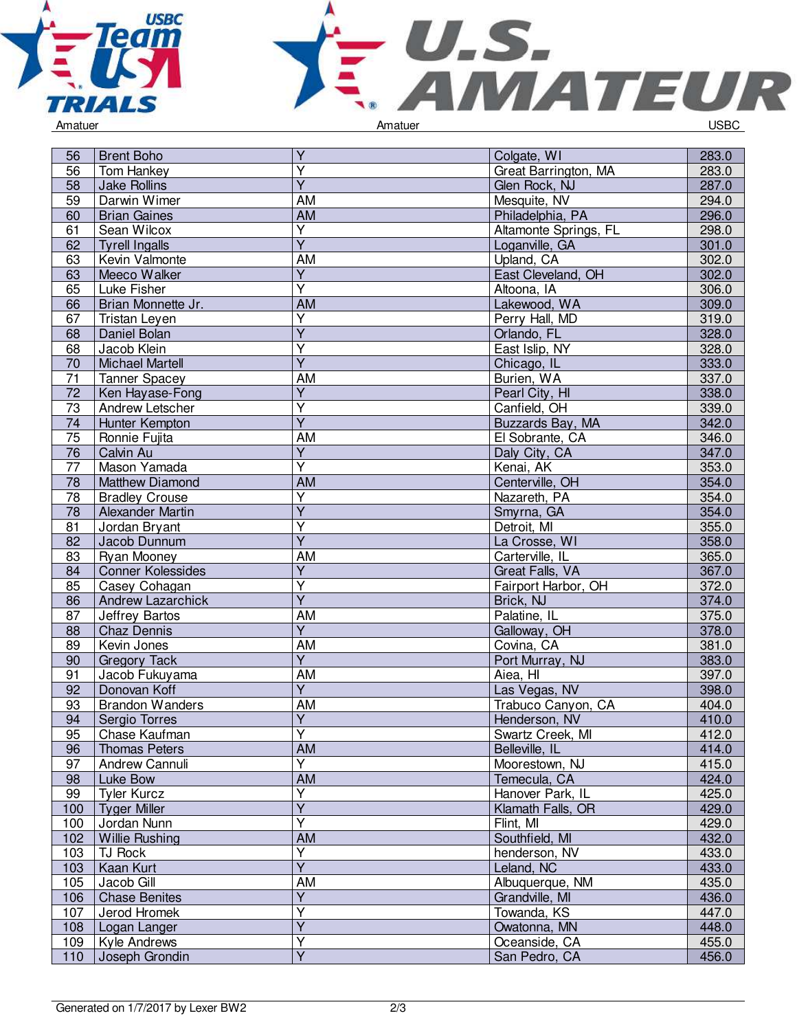| 56 | Brent Boho | Y | Colgate, WI | 283.0 |
|---|---|---|---|---|
| 56 | Tom Hankey | Y | Great Barrington, MA | 283.0 |
| 58 | Jake Rollins | Y | Glen Rock, NJ | 287.0 |
| 59 | Darwin Wimer | AM | Mesquite, NV | 294.0 |
| 60 | Brian Gaines | AM | Philadelphia, PA | 296.0 |
| 61 | Sean Wilcox | Y | Altamonte Springs, FL | 298.0 |
| 62 | Tyrell Ingalls | Y | Loganville, GA | 301.0 |
| 63 | Kevin Valmonte | AM | Upland, CA | 302.0 |
| 63 | Meeco Walker | Y | East Cleveland, OH | 302.0 |
| 65 | Luke Fisher | Y | Altoona, IA | 306.0 |
| 66 | Brian Monnette Jr. | AM | Lakewood, WA | 309.0 |
| 67 | Tristan Leyen | Y | Perry Hall, MD | 319.0 |
| 68 | Daniel Bolan | Y | Orlando, FL | 328.0 |
| 68 | Jacob Klein | Y | East Islip, NY | 328.0 |
| 70 | Michael Martell | Y | Chicago, IL | 333.0 |
| 71 | Tanner Spacey | AM | Burien, WA | 337.0 |
| 72 | Ken Hayase-Fong | Y | Pearl City, HI | 338.0 |
| 73 | Andrew Letscher | Y | Canfield, OH | 339.0 |
| 74 | Hunter Kempton | Y | Buzzards Bay, MA | 342.0 |
| 75 | Ronnie Fujita | AM | El Sobrante, CA | 346.0 |
| 76 | Calvin Au | Y | Daly City, CA | 347.0 |
| 77 | Mason Yamada | Y | Kenai, AK | 353.0 |
| 78 | Matthew Diamond | AM | Centerville, OH | 354.0 |
| 78 | Bradley Crouse | Y | Nazareth, PA | 354.0 |
| 78 | Alexander Martin | Y | Smyrna, GA | 354.0 |
| 81 | Jordan Bryant | Y | Detroit, MI | 355.0 |
| 82 | Jacob Dunnum | Y | La Crosse, WI | 358.0 |
| 83 | Ryan Mooney | AM | Carterville, IL | 365.0 |
| 84 | Conner Kolessides | Y | Great Falls, VA | 367.0 |
| 85 | Casey Cohagan | Y | Fairport Harbor, OH | 372.0 |
| 86 | Andrew Lazarchick | Y | Brick, NJ | 374.0 |
| 87 | Jeffrey Bartos | AM | Palatine, IL | 375.0 |
| 88 | Chaz Dennis | Y | Galloway, OH | 378.0 |
| 89 | Kevin Jones | AM | Covina, CA | 381.0 |
| 90 | Gregory Tack | Y | Port Murray, NJ | 383.0 |
| 91 | Jacob Fukuyama | AM | Aiea, HI | 397.0 |
| 92 | Donovan Koff | Y | Las Vegas, NV | 398.0 |
| 93 | Brandon Wanders | AM | Trabuco Canyon, CA | 404.0 |
| 94 | Sergio Torres | Y | Henderson, NV | 410.0 |
| 95 | Chase Kaufman | Y | Swartz Creek, MI | 412.0 |
| 96 | Thomas Peters | AM | Belleville, IL | 414.0 |
| 97 | Andrew Cannuli | Y | Moorestown, NJ | 415.0 |
| 98 | Luke Bow | AM | Temecula, CA | 424.0 |
| 99 | Tyler Kurcz | Y | Hanover Park, IL | 425.0 |
| 100 | Tyger Miller | Y | Klamath Falls, OR | 429.0 |
| 100 | Jordan Nunn | Y | Flint, MI | 429.0 |
| 102 | Willie Rushing | AM | Southfield, MI | 432.0 |
| 103 | TJ Rock | Y | henderson, NV | 433.0 |
| 103 | Kaan Kurt | Y | Leland, NC | 433.0 |
| 105 | Jacob Gill | AM | Albuquerque, NM | 435.0 |
| 106 | Chase Benites | Y | Grandville, MI | 436.0 |
| 107 | Jerod Hromek | Y | Towanda, KS | 447.0 |
| 108 | Logan Langer | Y | Owatonna, MN | 448.0 |
| 109 | Kyle Andrews | Y | Oceanside, CA | 455.0 |
| 110 | Joseph Grondin | Y | San Pedro, CA | 456.0 |

Generated on 1/7/2017 by Lexer BW2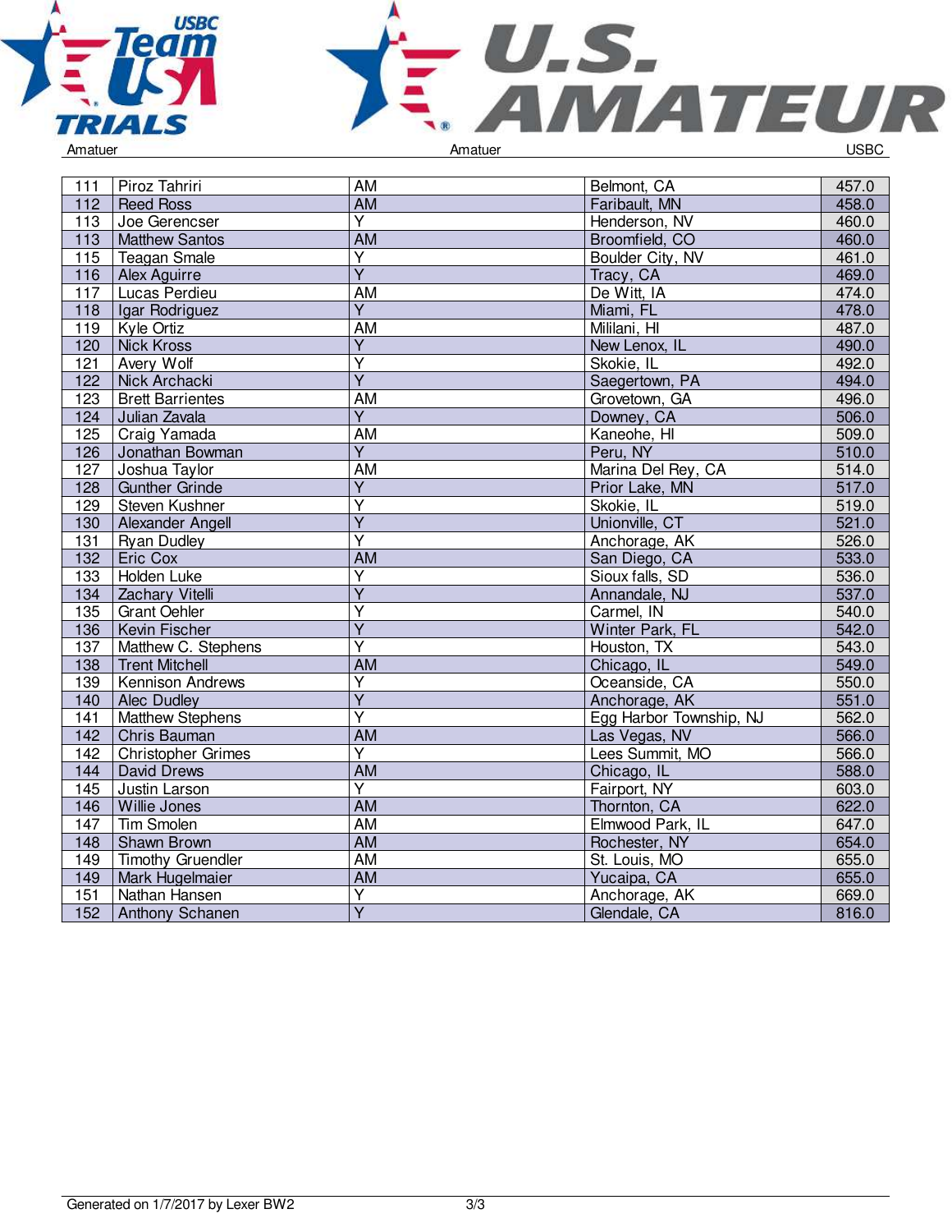| | | | | |
|---|---|---|---|---|
| 111 | Piroz Tahriri | AM | Belmont, CA | 457.0 |
| 112 | Reed Ross | AM | Faribault, MN | 458.0 |
| 113 | Joe Gerencser | Y | Henderson, NV | 460.0 |
| 113 | Matthew Santos | AM | Broomfield, CO | 460.0 |
| 115 | Teagan Smale | Y | Boulder City, NV | 461.0 |
| 116 | Alex Aguirre | Y | Tracy, CA | 469.0 |
| 117 | Lucas Perdieu | AM | De Witt, IA | 474.0 |
| 118 | Igar Rodriguez | Y | Miami, FL | 478.0 |
| 119 | Kyle Ortiz | AM | Mililani, HI | 487.0 |
| 120 | Nick Kross | Y | New Lenox, IL | 490.0 |
| 121 | Avery Wolf | Y | Skokie, IL | 492.0 |
| 122 | Nick Archacki | Y | Saegertown, PA | 494.0 |
| 123 | Brett Barrientes | AM | Grovetown, GA | 496.0 |
| 124 | Julian Zavala | Y | Downey, CA | 506.0 |
| 125 | Craig Yamada | AM | Kaneohe, HI | 509.0 |
| 126 | Jonathan Bowman | Y | Peru, NY | 510.0 |
| 127 | Joshua Taylor | AM | Marina Del Rey, CA | 514.0 |
| 128 | Gunther Grinde | Y | Prior Lake, MN | 517.0 |
| 129 | Steven Kushner | Y | Skokie, IL | 519.0 |
| 130 | Alexander Angell | Y | Unionville, CT | 521.0 |
| 131 | Ryan Dudley | Y | Anchorage, AK | 526.0 |
| 132 | Eric Cox | AM | San Diego, CA | 533.0 |
| 133 | Holden Luke | Y | Sioux falls, SD | 536.0 |
| 134 | Zachary Vitelli | Y | Annandale, NJ | 537.0 |
| 135 | Grant Oehler | Y | Carmel, IN | 540.0 |
| 136 | Kevin Fischer | Y | Winter Park, FL | 542.0 |
| 137 | Matthew C. Stephens | Y | Houston, TX | 543.0 |
| 138 | Trent Mitchell | AM | Chicago, IL | 549.0 |
| 139 | Kennison Andrews | Y | Oceanside, CA | 550.0 |
| 140 | Alec Dudley | Y | Anchorage, AK | 551.0 |
| 141 | Matthew Stephens | Y | Egg Harbor Township, NJ | 562.0 |
| 142 | Chris Bauman | AM | Las Vegas, NV | 566.0 |
| 142 | Christopher Grimes | Y | Lees Summit, MO | 566.0 |
| 144 | David Drews | AM | Chicago, IL | 588.0 |
| 145 | Justin Larson | Y | Fairport, NY | 603.0 |
| 146 | Willie Jones | AM | Thornton, CA | 622.0 |
| 147 | Tim Smolen | AM | Elmwood Park, IL | 647.0 |
| 148 | Shawn Brown | AM | Rochester, NY | 654.0 |
| 149 | Timothy Gruendler | AM | St. Louis, MO | 655.0 |
| 149 | Mark Hugelmaier | AM | Yucaipa, CA | 655.0 |
| 151 | Nathan Hansen | Y | Anchorage, AK | 669.0 |
| 152 | Anthony Schanen | Y | Glendale, CA | 816.0 |

Generated on 1/7/2017 by Lexer BW2